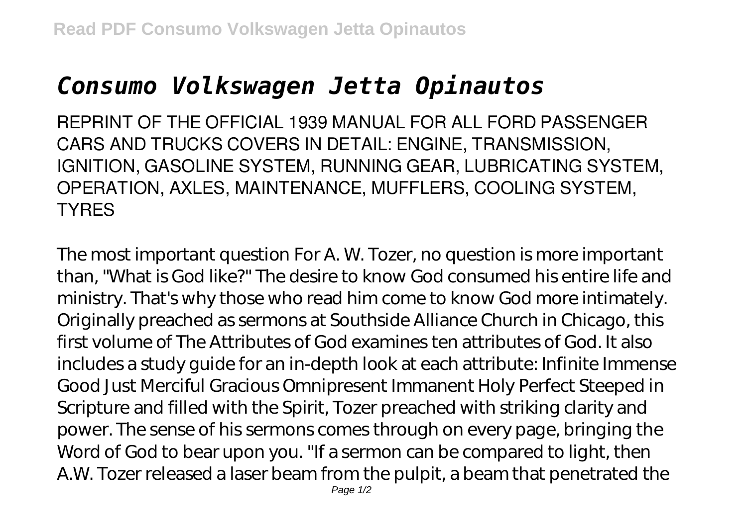# *Consumo Volkswagen Jetta Opinautos*

REPRINT OF THE OFFICIAL 1939 MANUAL FOR ALL FORD PASSENGER CARS AND TRUCKS COVERS IN DETAIL: ENGINE, TRANSMISSION, IGNITION, GASOLINE SYSTEM, RUNNING GEAR, LUBRICATING SYSTEM, OPERATION, AXLES, MAINTENANCE, MUFFLERS, COOLING SYSTEM, TYRES

The most important question For A. W. Tozer, no question is more important than, "What is God like?" The desire to know God consumed his entire life and ministry. That's why those who read him come to know God more intimately. Originally preached as sermons at Southside Alliance Church in Chicago, this first volume of The Attributes of God examines ten attributes of God. It also includes a study guide for an in-depth look at each attribute: Infinite Immense Good Just Merciful Gracious Omnipresent Immanent Holy Perfect Steeped in Scripture and filled with the Spirit, Tozer preached with striking clarity and power. The sense of his sermons comes through on every page, bringing the Word of God to bear upon you. "If a sermon can be compared to light, then A.W. Tozer released a laser beam from the pulpit, a beam that penetrated the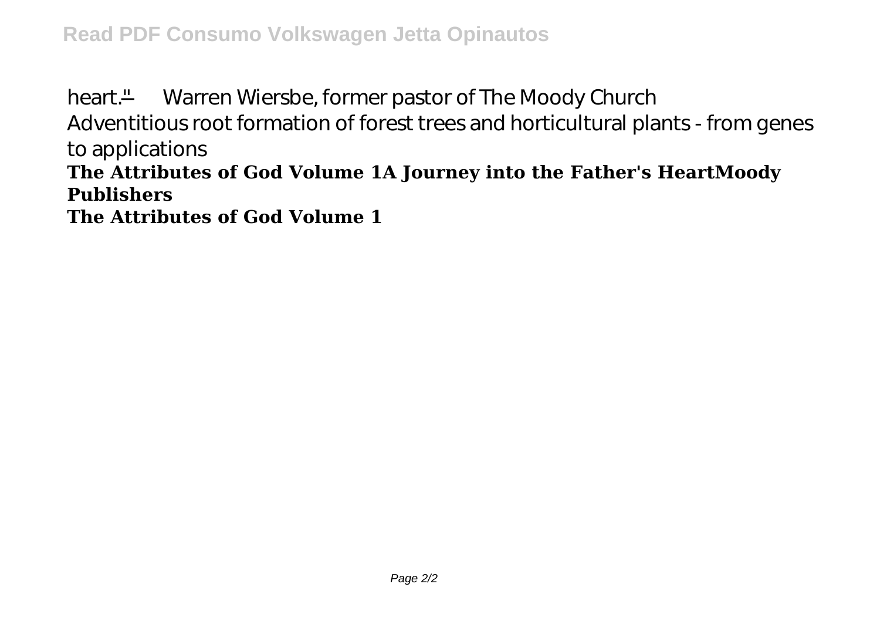heart." — Warren Wiersbe, former pastor of The Moody Church

Adventitious root formation of forest trees and horticultural plants - from genes to applications

**The Attributes of God Volume 1A Journey into the Father's HeartMoody Publishers**

**The Attributes of God Volume 1**